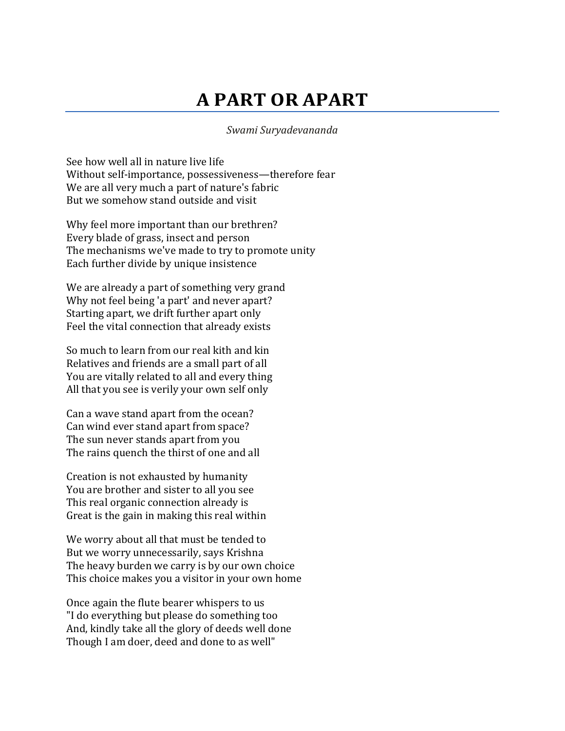# A PART OR APART

*Swami Suryadevananda*

See how well all in nature live life
Without self-importance, possessiveness—therefore fear
We are all very much a part of nature's fabric
But we somehow stand outside and visit

Why feel more important than our brethren?
Every blade of grass, insect and person
The mechanisms we've made to try to promote unity
Each further divide by unique insistence

We are already a part of something very grand
Why not feel being 'a part' and never apart?
Starting apart, we drift further apart only
Feel the vital connection that already exists

So much to learn from our real kith and kin
Relatives and friends are a small part of all
You are vitally related to all and every thing
All that you see is verily your own self only

Can a wave stand apart from the ocean?
Can wind ever stand apart from space?
The sun never stands apart from you
The rains quench the thirst of one and all

Creation is not exhausted by humanity
You are brother and sister to all you see
This real organic connection already is
Great is the gain in making this real within

We worry about all that must be tended to
But we worry unnecessarily, says Krishna
The heavy burden we carry is by our own choice
This choice makes you a visitor in your own home

Once again the flute bearer whispers to us
"I do everything but please do something too
And, kindly take all the glory of deeds well done
Though I am doer, deed and done to as well"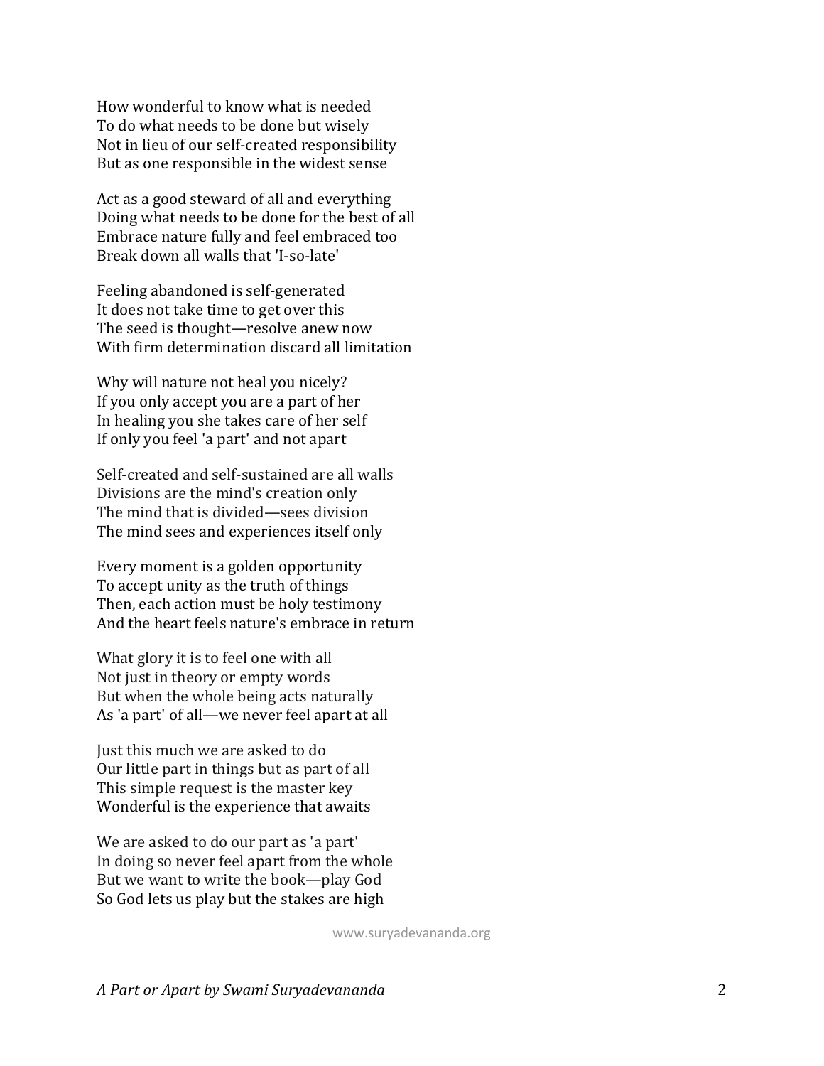How wonderful to know what is needed
To do what needs to be done but wisely
Not in lieu of our self-created responsibility
But as one responsible in the widest sense

Act as a good steward of all and everything
Doing what needs to be done for the best of all
Embrace nature fully and feel embraced too
Break down all walls that 'I-so-late'

Feeling abandoned is self-generated
It does not take time to get over this
The seed is thought—resolve anew now
With firm determination discard all limitation

Why will nature not heal you nicely?
If you only accept you are a part of her
In healing you she takes care of her self
If only you feel 'a part' and not apart

Self-created and self-sustained are all walls
Divisions are the mind's creation only
The mind that is divided—sees division
The mind sees and experiences itself only

Every moment is a golden opportunity
To accept unity as the truth of things
Then, each action must be holy testimony
And the heart feels nature's embrace in return

What glory it is to feel one with all
Not just in theory or empty words
But when the whole being acts naturally
As 'a part' of all—we never feel apart at all

Just this much we are asked to do
Our little part in things but as part of all
This simple request is the master key
Wonderful is the experience that awaits

We are asked to do our part as 'a part'
In doing so never feel apart from the whole
But we want to write the book—play God
So God lets us play but the stakes are high